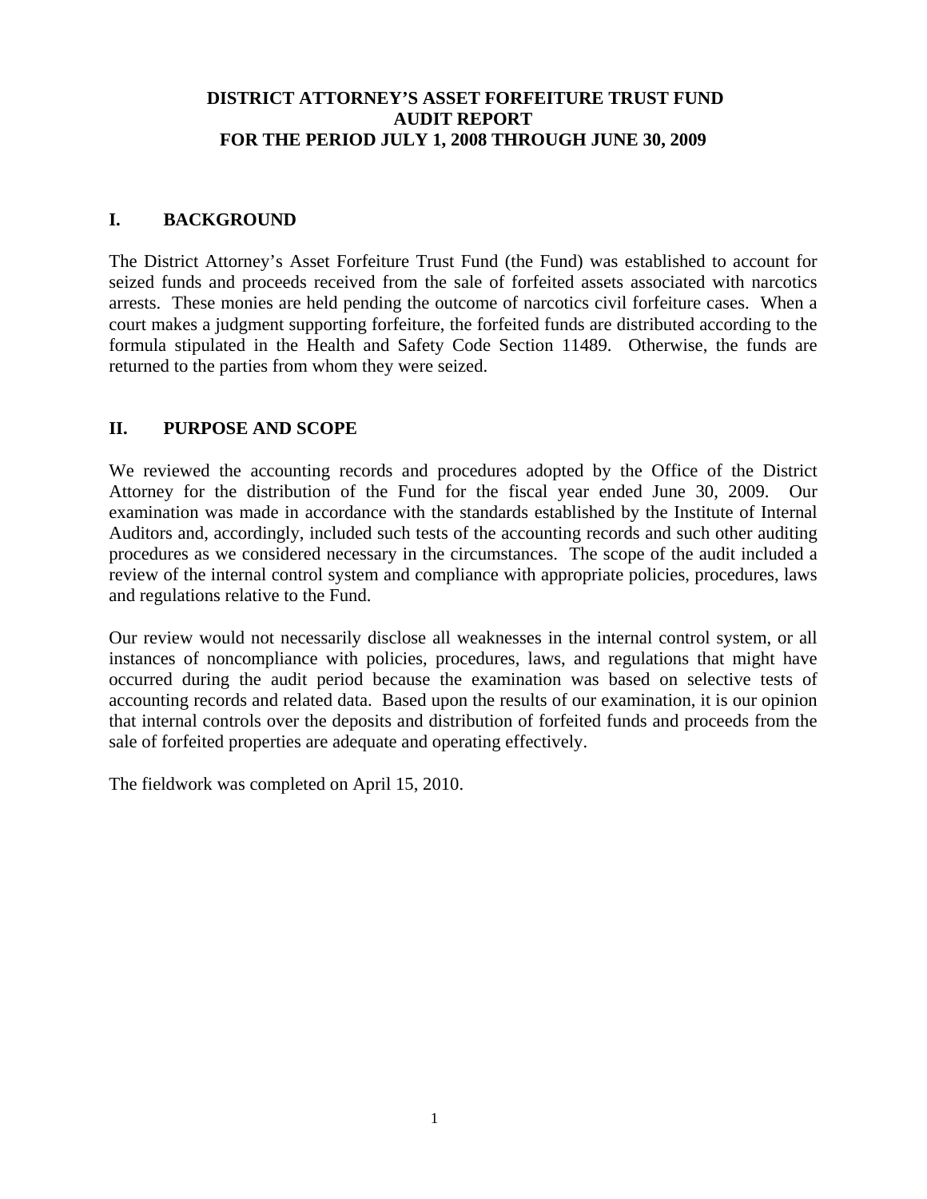# DISTRICT ATTORNEY'S ASSET FORFEITURE TRUST FUND
# AUDIT REPORT
# FOR THE PERIOD JULY 1, 2008 THROUGH JUNE 30, 2009

## I. BACKGROUND

The District Attorney's Asset Forfeiture Trust Fund (the Fund) was established to account for seized funds and proceeds received from the sale of forfeited assets associated with narcotics arrests. These monies are held pending the outcome of narcotics civil forfeiture cases. When a court makes a judgment supporting forfeiture, the forfeited funds are distributed according to the formula stipulated in the Health and Safety Code Section 11489. Otherwise, the funds are returned to the parties from whom they were seized.

## II. PURPOSE AND SCOPE

We reviewed the accounting records and procedures adopted by the Office of the District Attorney for the distribution of the Fund for the fiscal year ended June 30, 2009. Our examination was made in accordance with the standards established by the Institute of Internal Auditors and, accordingly, included such tests of the accounting records and such other auditing procedures as we considered necessary in the circumstances. The scope of the audit included a review of the internal control system and compliance with appropriate policies, procedures, laws and regulations relative to the Fund.

Our review would not necessarily disclose all weaknesses in the internal control system, or all instances of noncompliance with policies, procedures, laws, and regulations that might have occurred during the audit period because the examination was based on selective tests of accounting records and related data. Based upon the results of our examination, it is our opinion that internal controls over the deposits and distribution of forfeited funds and proceeds from the sale of forfeited properties are adequate and operating effectively.

The fieldwork was completed on April 15, 2010.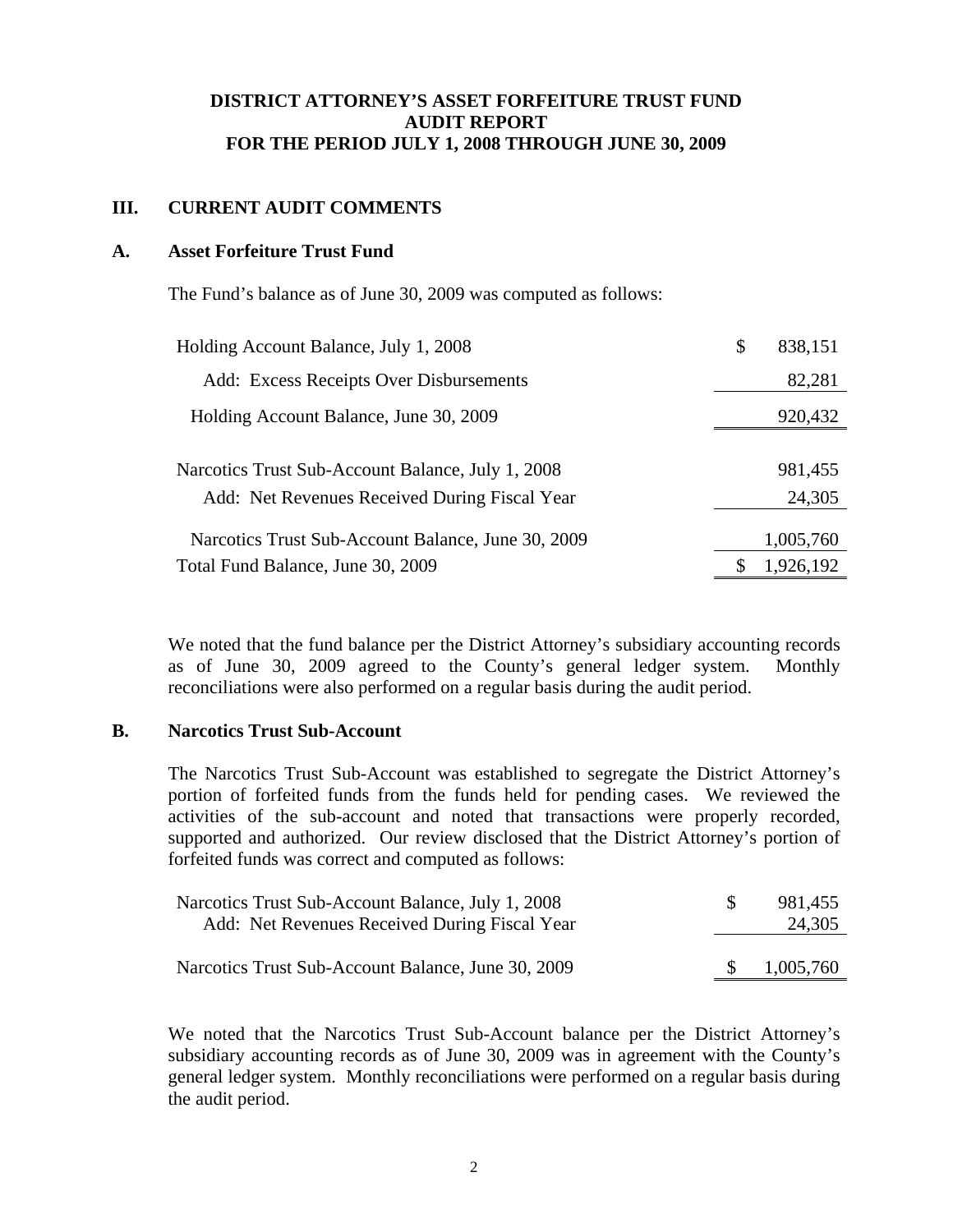**DISTRICT ATTORNEY'S ASSET FORFEITURE TRUST FUND**
**AUDIT REPORT**
**FOR THE PERIOD JULY 1, 2008 THROUGH JUNE 30, 2009**

## III. CURRENT AUDIT COMMENTS

### A. Asset Forfeiture Trust Fund

The Fund's balance as of June 30, 2009 was computed as follows:

| | |
|---|---|
| Holding Account Balance, July 1, 2008 | $ 838,151 |
| Add: Excess Receipts Over Disbursements | 82,281 |
| Holding Account Balance, June 30, 2009 | 920,432 |
| | |
| Narcotics Trust Sub-Account Balance, July 1, 2008 | 981,455 |
| Add: Net Revenues Received During Fiscal Year | 24,305 |
| Narcotics Trust Sub-Account Balance, June 30, 2009 | 1,005,760 |
| Total Fund Balance, June 30, 2009 | $ 1,926,192 |

We noted that the fund balance per the District Attorney's subsidiary accounting records as of June 30, 2009 agreed to the County's general ledger system. Monthly reconciliations were also performed on a regular basis during the audit period.

### B. Narcotics Trust Sub-Account

The Narcotics Trust Sub-Account was established to segregate the District Attorney's portion of forfeited funds from the funds held for pending cases. We reviewed the activities of the sub-account and noted that transactions were properly recorded, supported and authorized. Our review disclosed that the District Attorney's portion of forfeited funds was correct and computed as follows:

| | |
|---|---|
| Narcotics Trust Sub-Account Balance, July 1, 2008 | $ 981,455 |
| Add: Net Revenues Received During Fiscal Year | 24,305 |
| | |
| Narcotics Trust Sub-Account Balance, June 30, 2009 | $ 1,005,760 |

We noted that the Narcotics Trust Sub-Account balance per the District Attorney's subsidiary accounting records as of June 30, 2009 was in agreement with the County's general ledger system. Monthly reconciliations were performed on a regular basis during the audit period.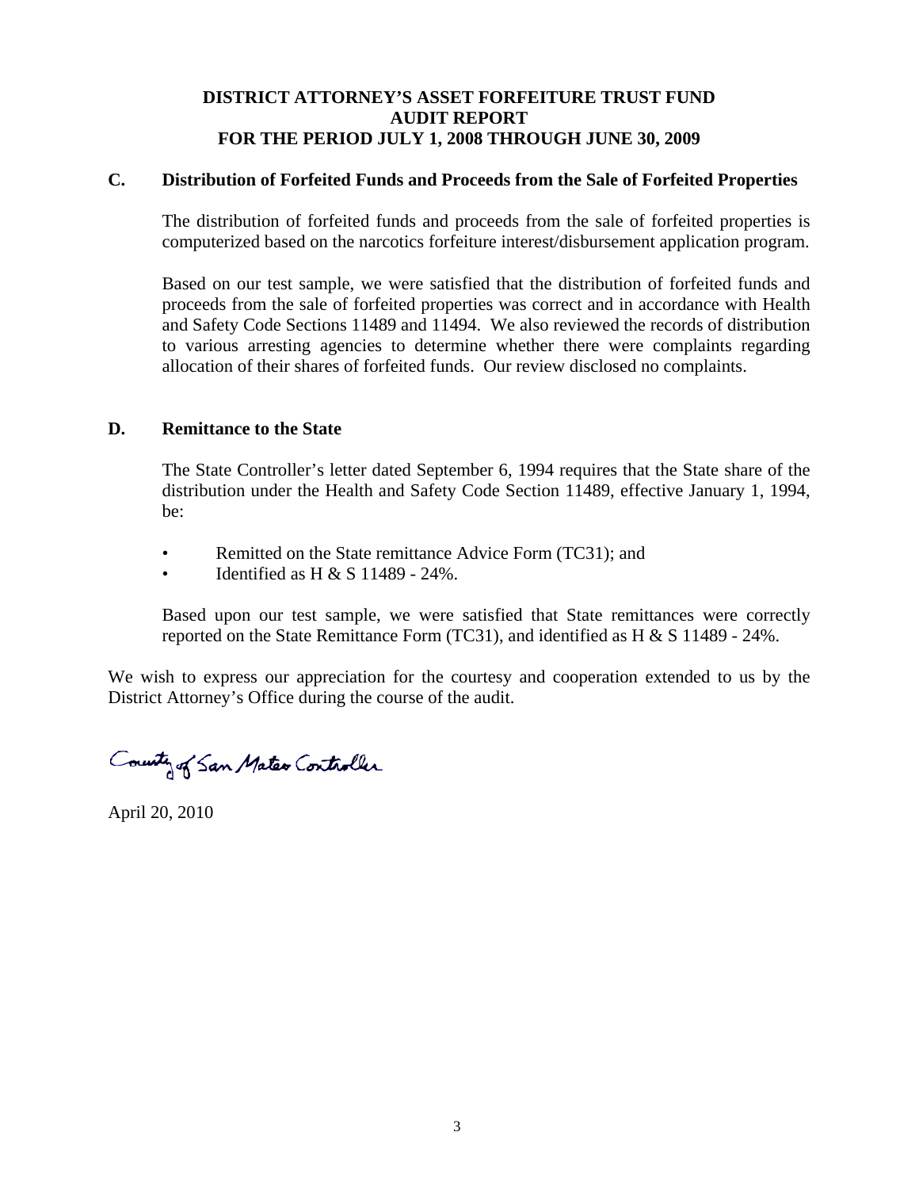**DISTRICT ATTORNEY'S ASSET FORFEITURE TRUST FUND**
**AUDIT REPORT**
**FOR THE PERIOD JULY 1, 2008 THROUGH JUNE 30, 2009**

## C. Distribution of Forfeited Funds and Proceeds from the Sale of Forfeited Properties

The distribution of forfeited funds and proceeds from the sale of forfeited properties is computerized based on the narcotics forfeiture interest/disbursement application program.

Based on our test sample, we were satisfied that the distribution of forfeited funds and proceeds from the sale of forfeited properties was correct and in accordance with Health and Safety Code Sections 11489 and 11494. We also reviewed the records of distribution to various arresting agencies to determine whether there were complaints regarding allocation of their shares of forfeited funds. Our review disclosed no complaints.

## D. Remittance to the State

The State Controller's letter dated September 6, 1994 requires that the State share of the distribution under the Health and Safety Code Section 11489, effective January 1, 1994, be:

- Remitted on the State remittance Advice Form (TC31); and
- Identified as H & S 11489 - 24%.

Based upon our test sample, we were satisfied that State remittances were correctly reported on the State Remittance Form (TC31), and identified as H & S 11489 - 24%.

We wish to express our appreciation for the courtesy and cooperation extended to us by the District Attorney's Office during the course of the audit.

County of San Mateo Controller

April 20, 2010